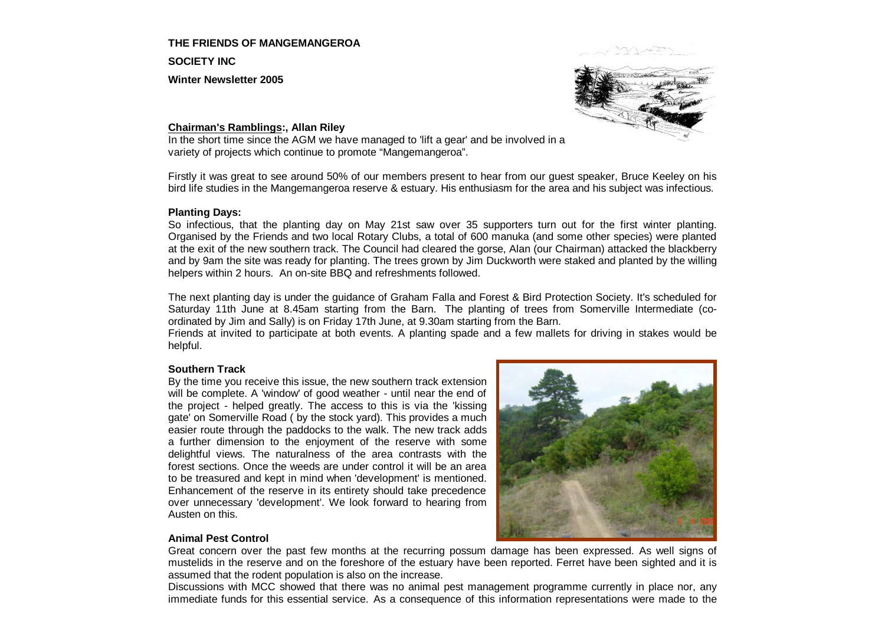**THE FRIENDS OF MANGEMANGEROA**

**SOCIETY INC**

**Winter Newsletter 2005**

**Chairman's Ramblings:, Allan Riley**

In the short time since the AGM we have managed to 'lift a gear' and be involved in a variety of projects which continue to promote "Mangemangeroa".

Firstly it was great to see around 50% of our members present to hear from our guest speaker, Bruce Keeley on his bird life studies in the Mangemangeroa reserve & estuary. His enthusiasm for the area and his subject was infectious.

**Planting Days:**

So infectious, that the planting day on May 21st saw over 35 supporters turn out for the first winter planting. Organised by the Friends and two local Rotary Clubs, a total of 600 manuka (and some other species) were planted at the exit of the new southern track. The Council had cleared the gorse, Alan (our Chairman) attacked the blackberry and by 9am the site was ready for planting. The trees grown by Jim Duckworth were staked and planted by the willing helpers within 2 hours. An on-site BBQ and refreshments followed.

The next planting day is under the guidance of Graham Falla and Forest & Bird Protection Society. It's scheduled for Saturday 11th June at 8.45am starting from the Barn. The planting of trees from Somerville Intermediate (co-ordinated by Jim and Sally) is on Friday 17th June, at 9.30am starting from the Barn.

Friends at invited to participate at both events. A planting spade and a few mallets for driving in stakes would be helpful.

**Southern Track**

By the time you receive this issue, the new southern track extension will be complete. A 'window' of good weather - until near the end of the project - helped greatly. The access to this is via the 'kissing gate' on Somerville Road ( by the stock yard). This provides a much easier route through the paddocks to the walk. The new track adds a further dimension to the enjoyment of the reserve with some delightful views. The naturalness of the area contrasts with the forest sections. Once the weeds are under control it will be an area to be treasured and kept in mind when 'development' is mentioned. Enhancement of the reserve in its entirety should take precedence over unnecessary 'development'. We look forward to hearing from Austen on this.

**Animal Pest Control**

Great concern over the past few months at the recurring possum damage has been expressed. As well signs of mustelids in the reserve and on the foreshore of the estuary have been reported. Ferret have been sighted and it is assumed that the rodent population is also on the increase.

Discussions with MCC showed that there was no animal pest management programme currently in place nor, any immediate funds for this essential service. As a consequence of this information representations were made to the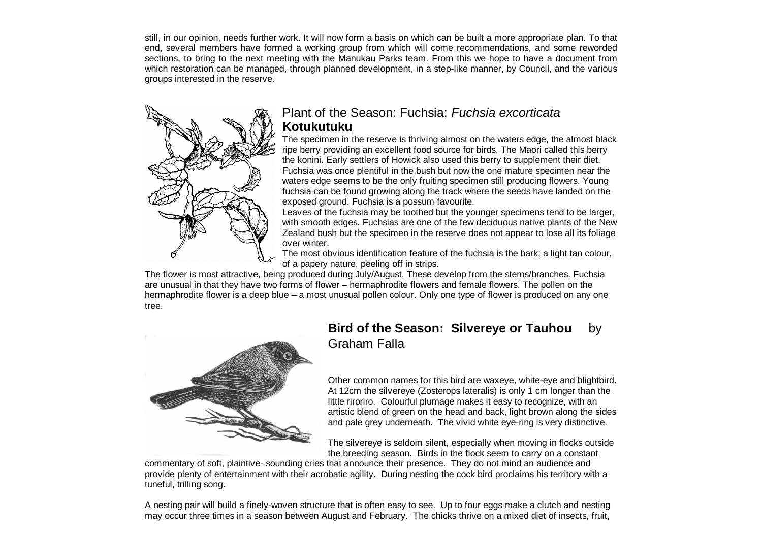still, in our opinion, needs further work. It will now form a basis on which can be built a more appropriate plan. To that end, several members have formed a working group from which will come recommendations, and some reworded sections, to bring to the next meeting with the Manukau Parks team. From this we hope to have a document from which restoration can be managed, through planned development, in a step-like manner, by Council, and the various groups interested in the reserve.

## Plant of the Season: Fuchsia; *Fuchsia excorticata* **Kotukutuku**

The specimen in the reserve is thriving almost on the waters edge, the almost black ripe berry providing an excellent food source for birds. The Maori called this berry the konini. Early settlers of Howick also used this berry to supplement their diet. Fuchsia was once plentiful in the bush but now the one mature specimen near the waters edge seems to be the only fruiting specimen still producing flowers. Young fuchsia can be found growing along the track where the seeds have landed on the exposed ground. Fuchsia is a possum favourite.

Leaves of the fuchsia may be toothed but the younger specimens tend to be larger, with smooth edges. Fuchsias are one of the few deciduous native plants of the New Zealand bush but the specimen in the reserve does not appear to lose all its foliage over winter.

The most obvious identification feature of the fuchsia is the bark; a light tan colour, of a papery nature, peeling off in strips.

The flower is most attractive, being produced during July/August. These develop from the stems/branches. Fuchsia are unusual in that they have two forms of flower – hermaphrodite flowers and female flowers. The pollen on the hermaphrodite flower is a deep blue – a most unusual pollen colour. Only one type of flower is produced on any one tree.

## **Bird of the Season: Silvereye or Tauhou** by Graham Falla

Other common names for this bird are waxeye, white-eye and blightbird. At 12cm the silvereye (Zosterops lateralis) is only 1 cm longer than the little riroriro. Colourful plumage makes it easy to recognize, with an artistic blend of green on the head and back, light brown along the sides and pale grey underneath. The vivid white eye-ring is very distinctive.

The silvereye is seldom silent, especially when moving in flocks outside the breeding season. Birds in the flock seem to carry on a constant commentary of soft, plaintive- sounding cries that announce their presence. They do not mind an audience and provide plenty of entertainment with their acrobatic agility. During nesting the cock bird proclaims his territory with a tuneful, trilling song.

A nesting pair will build a finely-woven structure that is often easy to see. Up to four eggs make a clutch and nesting may occur three times in a season between August and February. The chicks thrive on a mixed diet of insects, fruit,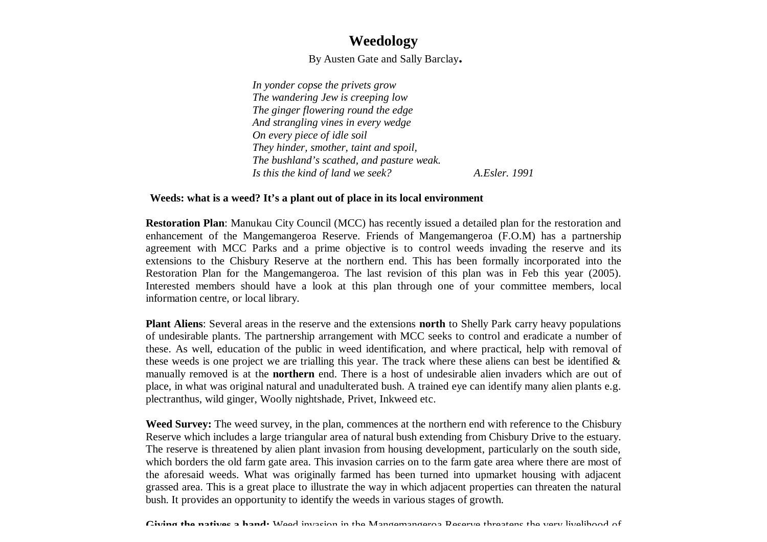# Weedology

By Austen Gate and Sally Barclay**.**

*In yonder copse the privets grow*
*The wandering Jew is creeping low*
*The ginger flowering round the edge*
*And strangling vines in every wedge*
*On every piece of idle soil*
*They hinder, smother, taint and spoil,*
*The bushland's scathed, and pasture weak.*
*Is this the kind of land we seek?* *A.Esler. 1991*

**Weeds: what is a weed? It's a plant out of place in its local environment**

**Restoration Plan**: Manukau City Council (MCC) has recently issued a detailed plan for the restoration and enhancement of the Mangemangeroa Reserve. Friends of Mangemangeroa (F.O.M) has a partnership agreement with MCC Parks and a prime objective is to control weeds invading the reserve and its extensions to the Chisbury Reserve at the northern end. This has been formally incorporated into the Restoration Plan for the Mangemangeroa. The last revision of this plan was in Feb this year (2005). Interested members should have a look at this plan through one of your committee members, local information centre, or local library.

**Plant Aliens**: Several areas in the reserve and the extensions **north** to Shelly Park carry heavy populations of undesirable plants. The partnership arrangement with MCC seeks to control and eradicate a number of these. As well, education of the public in weed identification, and where practical, help with removal of these weeds is one project we are trialling this year. The track where these aliens can best be identified & manually removed is at the **northern** end. There is a host of undesirable alien invaders which are out of place, in what was original natural and unadulterated bush. A trained eye can identify many alien plants e.g. plectranthus, wild ginger, Woolly nightshade, Privet, Inkweed etc.

**Weed Survey:** The weed survey, in the plan, commences at the northern end with reference to the Chisbury Reserve which includes a large triangular area of natural bush extending from Chisbury Drive to the estuary. The reserve is threatened by alien plant invasion from housing development, particularly on the south side, which borders the old farm gate area. This invasion carries on to the farm gate area where there are most of the aforesaid weeds. What was originally farmed has been turned into upmarket housing with adjacent grassed area. This is a great place to illustrate the way in which adjacent properties can threaten the natural bush. It provides an opportunity to identify the weeds in various stages of growth.

**Giving the natives a hand:** Weed invasion in the Mangemangeroa Reserve threatens the very livelihood of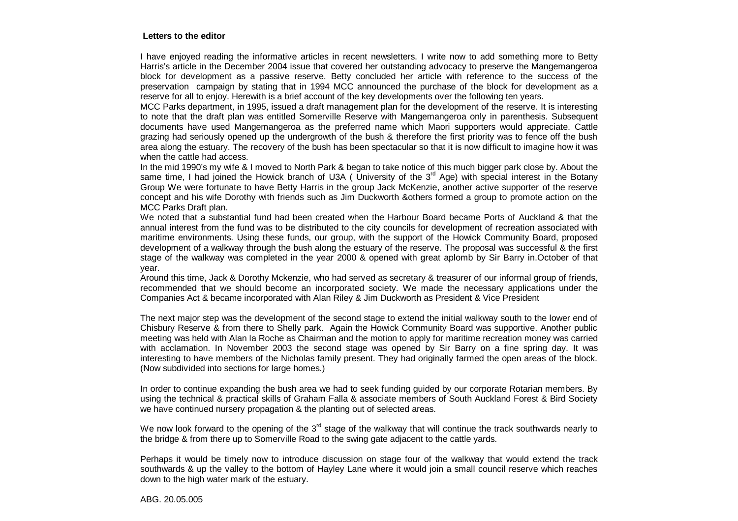**Letters to the editor**

I have enjoyed reading the informative articles in recent newsletters. I write now to add something more to Betty Harris's article in the December 2004 issue that covered her outstanding advocacy to preserve the Mangemangeroa block for development as a passive reserve. Betty concluded her article with reference to the success of the preservation campaign by stating that in 1994 MCC announced the purchase of the block for development as a reserve for all to enjoy. Herewith is a brief account of the key developments over the following ten years.

MCC Parks department, in 1995, issued a draft management plan for the development of the reserve. It is interesting to note that the draft plan was entitled Somerville Reserve with Mangemangeroa only in parenthesis. Subsequent documents have used Mangemangeroa as the preferred name which Maori supporters would appreciate. Cattle grazing had seriously opened up the undergrowth of the bush & therefore the first priority was to fence off the bush area along the estuary. The recovery of the bush has been spectacular so that it is now difficult to imagine how it was when the cattle had access.

In the mid 1990's my wife & I moved to North Park & began to take notice of this much bigger park close by. About the same time, I had joined the Howick branch of U3A ( University of the 3rd Age) with special interest in the Botany Group We were fortunate to have Betty Harris in the group Jack McKenzie, another active supporter of the reserve concept and his wife Dorothy with friends such as Jim Duckworth &others formed a group to promote action on the MCC Parks Draft plan.

We noted that a substantial fund had been created when the Harbour Board became Ports of Auckland & that the annual interest from the fund was to be distributed to the city councils for development of recreation associated with maritime environments. Using these funds, our group, with the support of the Howick Community Board, proposed development of a walkway through the bush along the estuary of the reserve. The proposal was successful & the first stage of the walkway was completed in the year 2000 & opened with great aplomb by Sir Barry in.October of that year.

Around this time, Jack & Dorothy Mckenzie, who had served as secretary & treasurer of our informal group of friends, recommended that we should become an incorporated society. We made the necessary applications under the Companies Act & became incorporated with Alan Riley & Jim Duckworth as President & Vice President

The next major step was the development of the second stage to extend the initial walkway south to the lower end of Chisbury Reserve & from there to Shelly park. Again the Howick Community Board was supportive. Another public meeting was held with Alan la Roche as Chairman and the motion to apply for maritime recreation money was carried with acclamation. In November 2003 the second stage was opened by Sir Barry on a fine spring day. It was interesting to have members of the Nicholas family present. They had originally farmed the open areas of the block. (Now subdivided into sections for large homes.)

In order to continue expanding the bush area we had to seek funding guided by our corporate Rotarian members. By using the technical & practical skills of Graham Falla & associate members of South Auckland Forest & Bird Society we have continued nursery propagation & the planting out of selected areas.

We now look forward to the opening of the 3rd stage of the walkway that will continue the track southwards nearly to the bridge & from there up to Somerville Road to the swing gate adjacent to the cattle yards.

Perhaps it would be timely now to introduce discussion on stage four of the walkway that would extend the track southwards & up the valley to the bottom of Hayley Lane where it would join a small council reserve which reaches down to the high water mark of the estuary.

ABG. 20.05.005